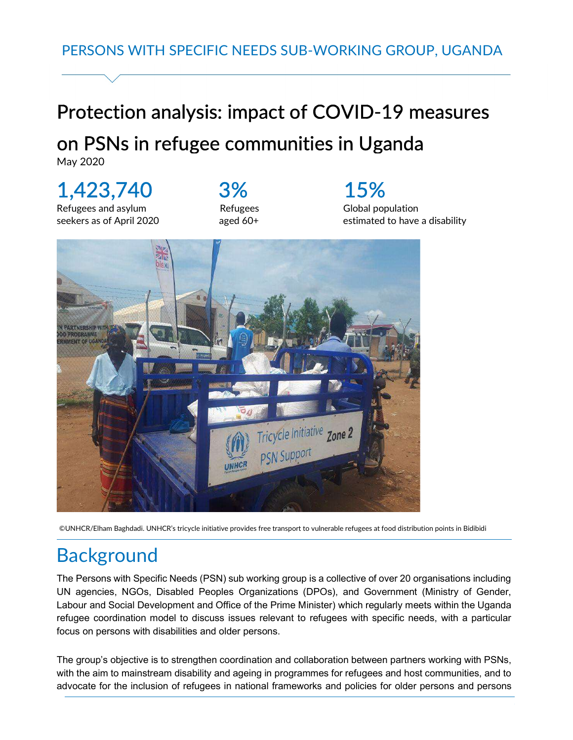PERSONS WITH SPECIFIC NEEDS SUB-WORKING GROUP, UGANDA

# Protection analysis: impact of COVID-19 measures on PSNs in refugee communities in Uganda

May 2020

**1,423,740**
Refugees and asylum seekers as of April 2020

**3%**
Refugees aged 60+

**15%**
Global population estimated to have a disability

©UNHCR/Elham Baghdadi. UNHCR's tricycle initiative provides free transport to vulnerable refugees at food distribution points in Bidibidi

## Background

The Persons with Specific Needs (PSN) sub working group is a collective of over 20 organisations including UN agencies, NGOs, Disabled Peoples Organizations (DPOs), and Government (Ministry of Gender, Labour and Social Development and Office of the Prime Minister) which regularly meets within the Uganda refugee coordination model to discuss issues relevant to refugees with specific needs, with a particular focus on persons with disabilities and older persons.

The group's objective is to strengthen coordination and collaboration between partners working with PSNs, with the aim to mainstream disability and ageing in programmes for refugees and host communities, and to advocate for the inclusion of refugees in national frameworks and policies for older persons and persons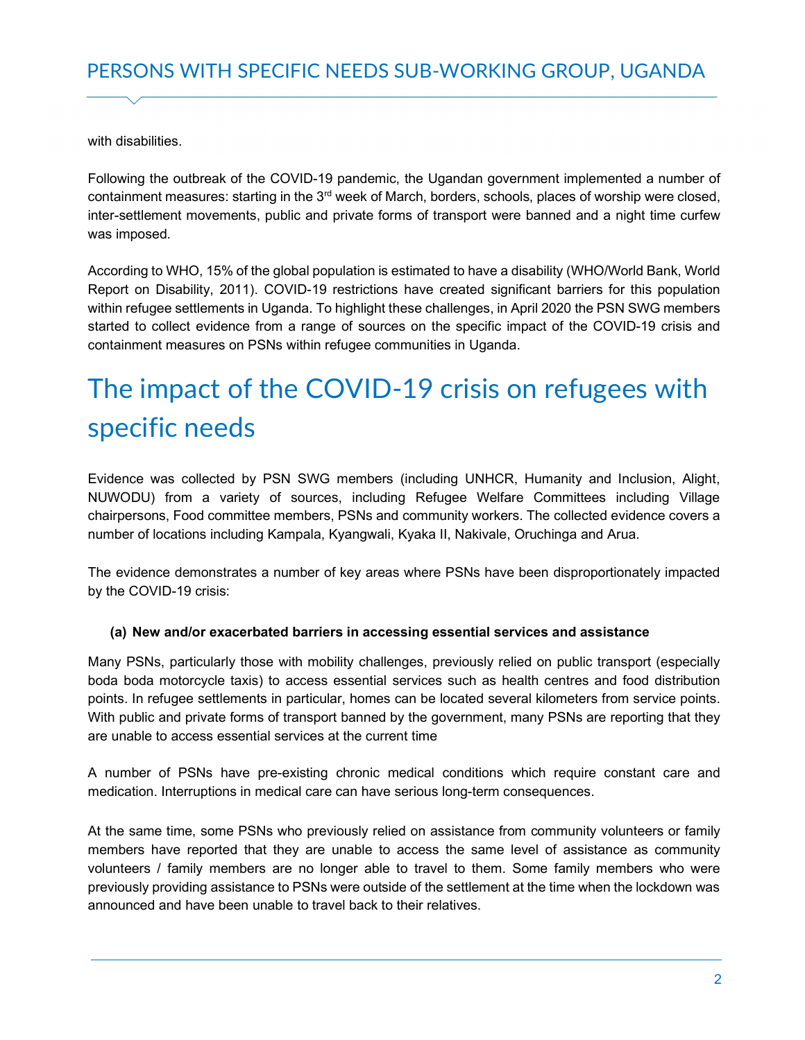with disabilities.

Following the outbreak of the COVID-19 pandemic, the Ugandan government implemented a number of containment measures: starting in the 3rd week of March, borders, schools, places of worship were closed, inter-settlement movements, public and private forms of transport were banned and a night time curfew was imposed.

According to WHO, 15% of the global population is estimated to have a disability (WHO/World Bank, World Report on Disability, 2011). COVID-19 restrictions have created significant barriers for this population within refugee settlements in Uganda. To highlight these challenges, in April 2020 the PSN SWG members started to collect evidence from a range of sources on the specific impact of the COVID-19 crisis and containment measures on PSNs within refugee communities in Uganda.

# The impact of the COVID-19 crisis on refugees with specific needs

Evidence was collected by PSN SWG members (including UNHCR, Humanity and Inclusion, Alight, NUWODU) from a variety of sources, including Refugee Welfare Committees including Village chairpersons, Food committee members, PSNs and community workers. The collected evidence covers a number of locations including Kampala, Kyangwali, Kyaka II, Nakivale, Oruchinga and Arua.

The evidence demonstrates a number of key areas where PSNs have been disproportionately impacted by the COVID-19 crisis:

**(a) New and/or exacerbated barriers in accessing essential services and assistance**

Many PSNs, particularly those with mobility challenges, previously relied on public transport (especially boda boda motorcycle taxis) to access essential services such as health centres and food distribution points. In refugee settlements in particular, homes can be located several kilometers from service points. With public and private forms of transport banned by the government, many PSNs are reporting that they are unable to access essential services at the current time

A number of PSNs have pre-existing chronic medical conditions which require constant care and medication. Interruptions in medical care can have serious long-term consequences.

At the same time, some PSNs who previously relied on assistance from community volunteers or family members have reported that they are unable to access the same level of assistance as community volunteers / family members are no longer able to travel to them. Some family members who were previously providing assistance to PSNs were outside of the settlement at the time when the lockdown was announced and have been unable to travel back to their relatives.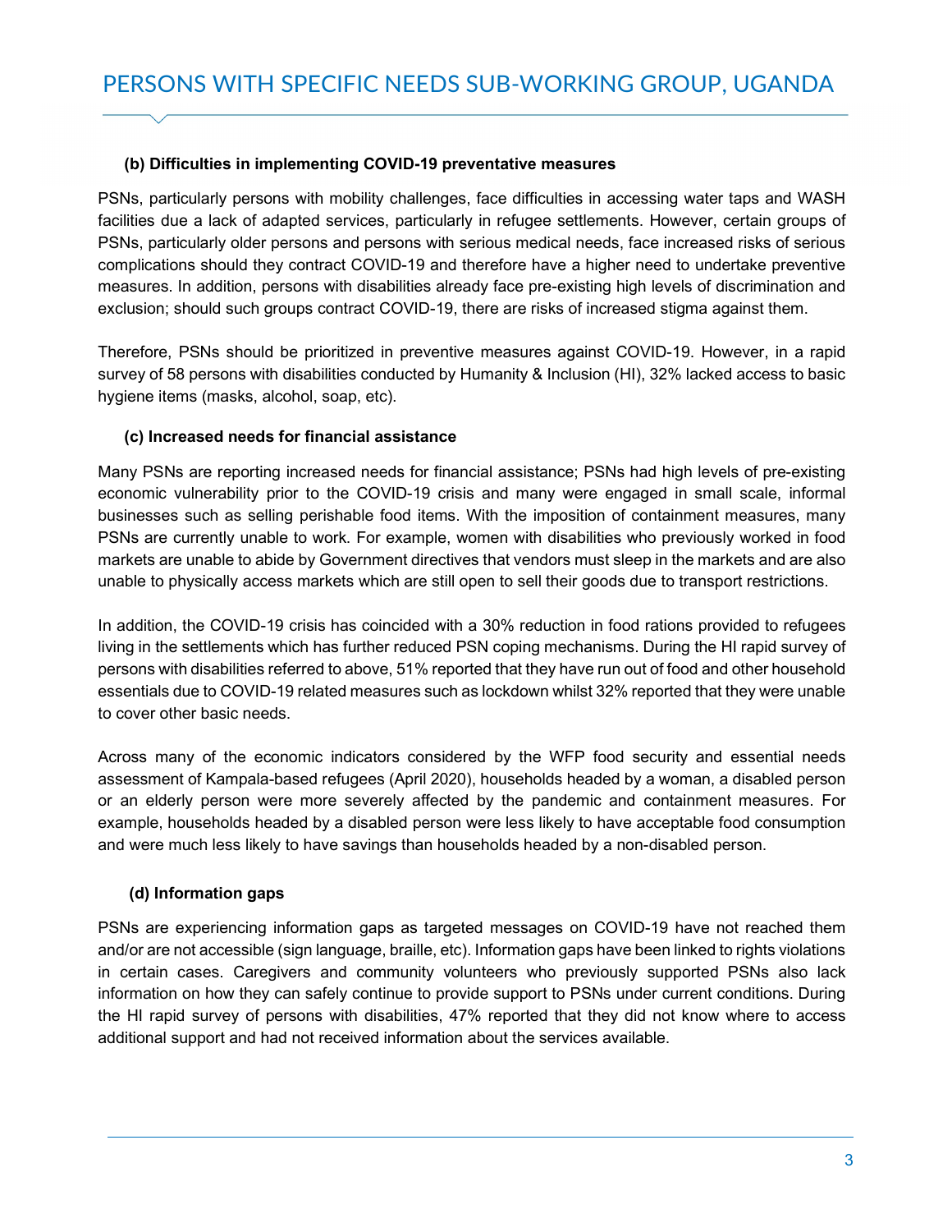**(b) Difficulties in implementing COVID-19 preventative measures**

PSNs, particularly persons with mobility challenges, face difficulties in accessing water taps and WASH facilities due a lack of adapted services, particularly in refugee settlements. However, certain groups of PSNs, particularly older persons and persons with serious medical needs, face increased risks of serious complications should they contract COVID-19 and therefore have a higher need to undertake preventive measures. In addition, persons with disabilities already face pre-existing high levels of discrimination and exclusion; should such groups contract COVID-19, there are risks of increased stigma against them.

Therefore, PSNs should be prioritized in preventive measures against COVID-19. However, in a rapid survey of 58 persons with disabilities conducted by Humanity & Inclusion (HI), 32% lacked access to basic hygiene items (masks, alcohol, soap, etc).

**(c) Increased needs for financial assistance**

Many PSNs are reporting increased needs for financial assistance; PSNs had high levels of pre-existing economic vulnerability prior to the COVID-19 crisis and many were engaged in small scale, informal businesses such as selling perishable food items. With the imposition of containment measures, many PSNs are currently unable to work. For example, women with disabilities who previously worked in food markets are unable to abide by Government directives that vendors must sleep in the markets and are also unable to physically access markets which are still open to sell their goods due to transport restrictions.

In addition, the COVID-19 crisis has coincided with a 30% reduction in food rations provided to refugees living in the settlements which has further reduced PSN coping mechanisms. During the HI rapid survey of persons with disabilities referred to above, 51% reported that they have run out of food and other household essentials due to COVID-19 related measures such as lockdown whilst 32% reported that they were unable to cover other basic needs.

Across many of the economic indicators considered by the WFP food security and essential needs assessment of Kampala-based refugees (April 2020), households headed by a woman, a disabled person or an elderly person were more severely affected by the pandemic and containment measures. For example, households headed by a disabled person were less likely to have acceptable food consumption and were much less likely to have savings than households headed by a non-disabled person.

**(d) Information gaps**

PSNs are experiencing information gaps as targeted messages on COVID-19 have not reached them and/or are not accessible (sign language, braille, etc). Information gaps have been linked to rights violations in certain cases. Caregivers and community volunteers who previously supported PSNs also lack information on how they can safely continue to provide support to PSNs under current conditions. During the HI rapid survey of persons with disabilities, 47% reported that they did not know where to access additional support and had not received information about the services available.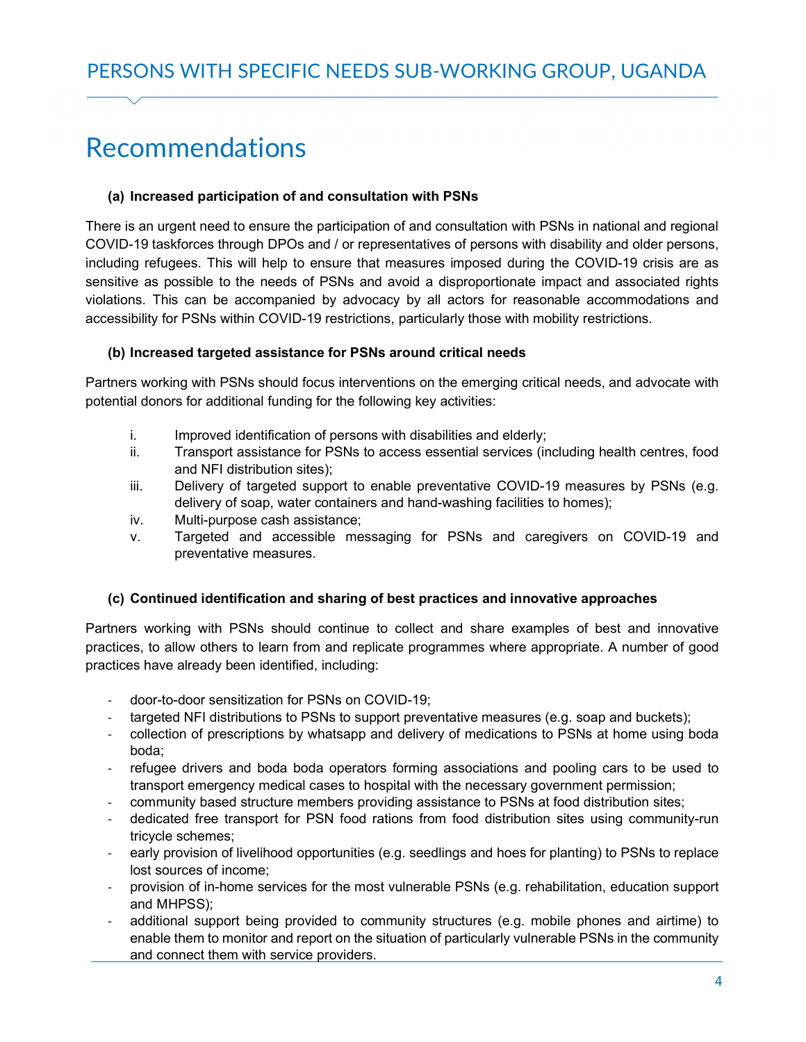# Recommendations

### (a) Increased participation of and consultation with PSNs

There is an urgent need to ensure the participation of and consultation with PSNs in national and regional COVID-19 taskforces through DPOs and / or representatives of persons with disability and older persons, including refugees. This will help to ensure that measures imposed during the COVID-19 crisis are as sensitive as possible to the needs of PSNs and avoid a disproportionate impact and associated rights violations. This can be accompanied by advocacy by all actors for reasonable accommodations and accessibility for PSNs within COVID-19 restrictions, particularly those with mobility restrictions.

### (b) Increased targeted assistance for PSNs around critical needs

Partners working with PSNs should focus interventions on the emerging critical needs, and advocate with potential donors for additional funding for the following key activities:

1. Improved identification of persons with disabilities and elderly;
2. Transport assistance for PSNs to access essential services (including health centres, food and NFI distribution sites);
3. Delivery of targeted support to enable preventative COVID-19 measures by PSNs (e.g. delivery of soap, water containers and hand-washing facilities to homes);
4. Multi-purpose cash assistance;
5. Targeted and accessible messaging for PSNs and caregivers on COVID-19 and preventative measures.

### (c) Continued identification and sharing of best practices and innovative approaches

Partners working with PSNs should continue to collect and share examples of best and innovative practices, to allow others to learn from and replicate programmes where appropriate. A number of good practices have already been identified, including:

- door-to-door sensitization for PSNs on COVID-19;
- targeted NFI distributions to PSNs to support preventative measures (e.g. soap and buckets);
- collection of prescriptions by whatsapp and delivery of medications to PSNs at home using boda boda;
- refugee drivers and boda boda operators forming associations and pooling cars to be used to transport emergency medical cases to hospital with the necessary government permission;
- community based structure members providing assistance to PSNs at food distribution sites;
- dedicated free transport for PSN food rations from food distribution sites using community-run tricycle schemes;
- early provision of livelihood opportunities (e.g. seedlings and hoes for planting) to PSNs to replace lost sources of income;
- provision of in-home services for the most vulnerable PSNs (e.g. rehabilitation, education support and MHPSS);
- additional support being provided to community structures (e.g. mobile phones and airtime) to enable them to monitor and report on the situation of particularly vulnerable PSNs in the community and connect them with service providers.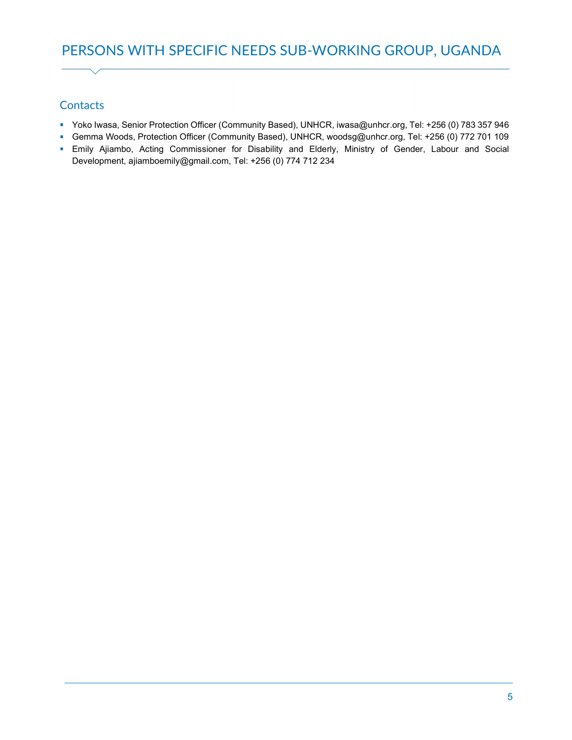## Contacts

- Yoko Iwasa, Senior Protection Officer (Community Based), UNHCR, iwasa@unhcr.org, Tel: +256 (0) 783 357 946
- Gemma Woods, Protection Officer (Community Based), UNHCR, woodsg@unhcr.org, Tel: +256 (0) 772 701 109
- Emily Ajiambo, Acting Commissioner for Disability and Elderly, Ministry of Gender, Labour and Social Development, ajiamboemily@gmail.com, Tel: +256 (0) 774 712 234